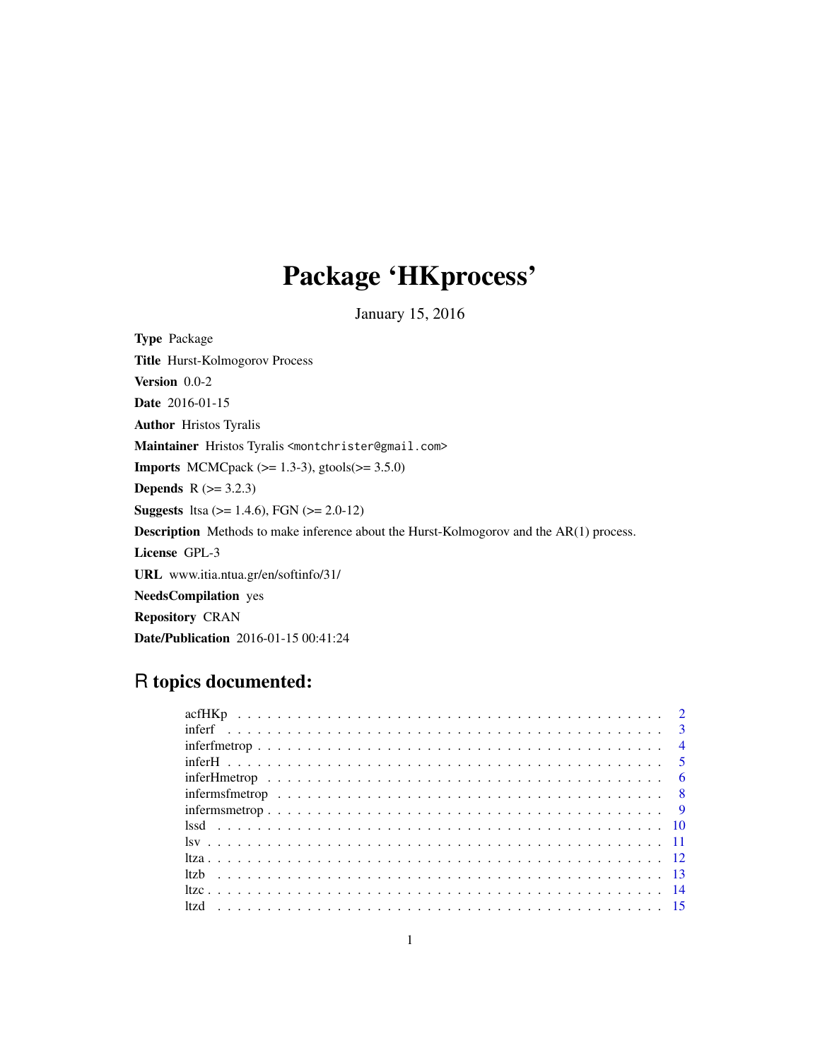# Package 'HKprocess'

January 15, 2016

**Type** Package

**Title** Hurst-Kolmogorov Process

**Version** 0.0-2

**Date** 2016-01-15

**Author** Hristos Tyralis

**Maintainer** Hristos Tyralis <montchrister@gmail.com>

**Imports** MCMCpack (>= 1.3-3), gtools(>= 3.5.0)

**Depends** R (>= 3.2.3)

**Suggests** ltsa (>= 1.4.6), FGN (>= 2.0-12)

**Description** Methods to make inference about the Hurst-Kolmogorov and the AR(1) process.

**License** GPL-3

**URL** www.itia.ntua.gr/en/softinfo/31/

**NeedsCompilation** yes

**Repository** CRAN

**Date/Publication** 2016-01-15 00:41:24

## R topics documented:

acfHKp . . . . . . . . . . . . . . . . . . . . . . . . . . . . . . . . . . . . . . . . . . . 2
inferf . . . . . . . . . . . . . . . . . . . . . . . . . . . . . . . . . . . . . . . . . . . 3
inferfmetrop . . . . . . . . . . . . . . . . . . . . . . . . . . . . . . . . . . . . . . . . 4
inferH . . . . . . . . . . . . . . . . . . . . . . . . . . . . . . . . . . . . . . . . . . . 5
inferHmetrop . . . . . . . . . . . . . . . . . . . . . . . . . . . . . . . . . . . . . . . 6
infermsfmetrop . . . . . . . . . . . . . . . . . . . . . . . . . . . . . . . . . . . . . . 8
infermsmetrop . . . . . . . . . . . . . . . . . . . . . . . . . . . . . . . . . . . . . . 9
lssd . . . . . . . . . . . . . . . . . . . . . . . . . . . . . . . . . . . . . . . . . . . . 10
lsv . . . . . . . . . . . . . . . . . . . . . . . . . . . . . . . . . . . . . . . . . . . . 11
ltza . . . . . . . . . . . . . . . . . . . . . . . . . . . . . . . . . . . . . . . . . . . . 12
ltzb . . . . . . . . . . . . . . . . . . . . . . . . . . . . . . . . . . . . . . . . . . . . 13
ltzc . . . . . . . . . . . . . . . . . . . . . . . . . . . . . . . . . . . . . . . . . . . . 14
ltzd . . . . . . . . . . . . . . . . . . . . . . . . . . . . . . . . . . . . . . . . . . . . 15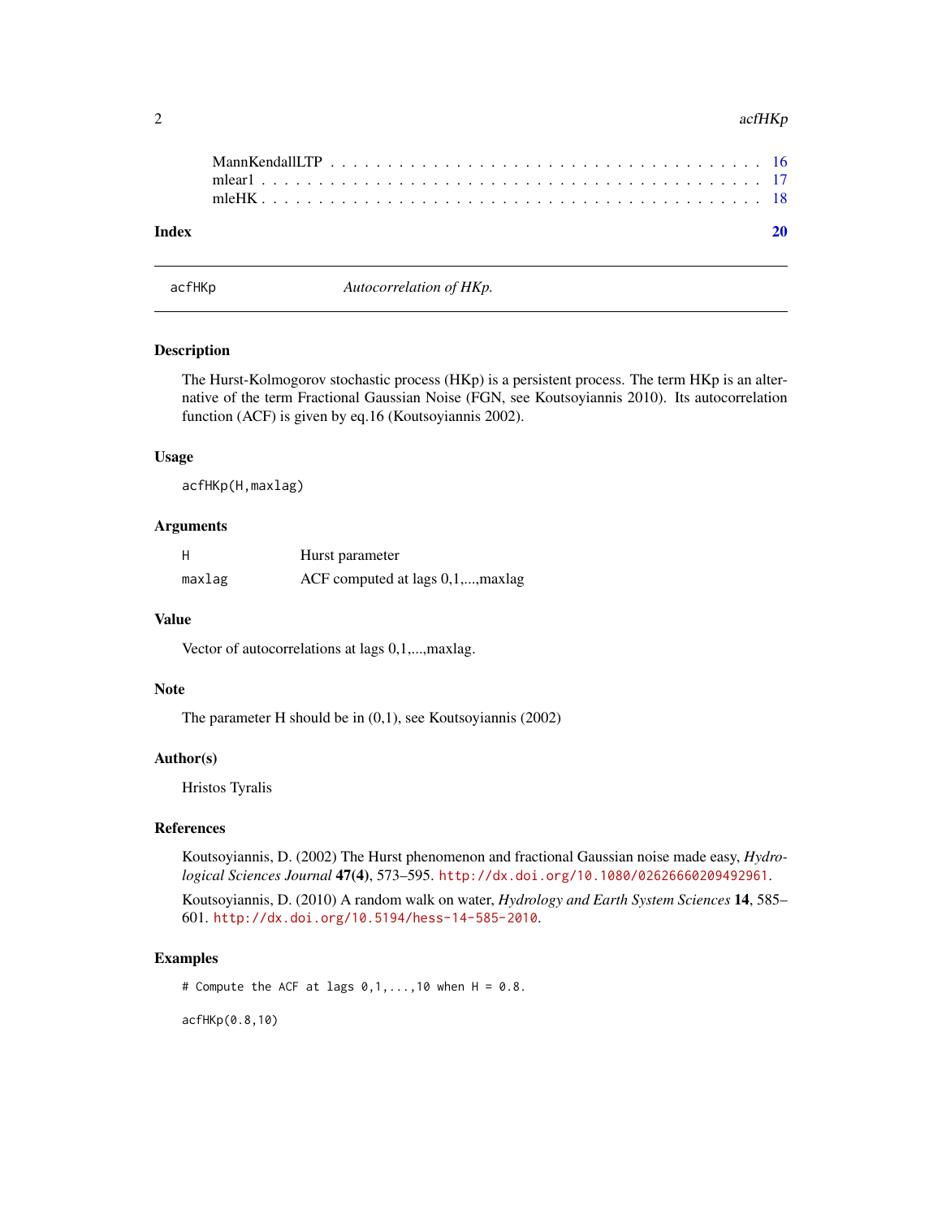MannKendallLTP . . . . . . . . . . . . . . . . . . . . . . . . . . . . . . . . . . . . 16
mlear1 . . . . . . . . . . . . . . . . . . . . . . . . . . . . . . . . . . . . . . . . 17
mleHK . . . . . . . . . . . . . . . . . . . . . . . . . . . . . . . . . . . . . . . . 18

**Index** **20**

---

`acfHKp` *Autocorrelation of HKp.*

---

## Description

The Hurst-Kolmogorov stochastic process (HKp) is a persistent process. The term HKp is an alternative of the term Fractional Gaussian Noise (FGN, see Koutsoyiannis 2010). Its autocorrelation function (ACF) is given by eq.16 (Koutsoyiannis 2002).

## Usage

```
acfHKp(H,maxlag)
```

## Arguments

| | |
|---|---|
| `H` | Hurst parameter |
| `maxlag` | ACF computed at lags 0,1,...,maxlag |

## Value

Vector of autocorrelations at lags 0,1,...,maxlag.

## Note

The parameter H should be in (0,1), see Koutsoyiannis (2002)

## Author(s)

Hristos Tyralis

## References

Koutsoyiannis, D. (2002) The Hurst phenomenon and fractional Gaussian noise made easy, *Hydrological Sciences Journal* **47(4)**, 573–595. http://dx.doi.org/10.1080/02626660209492961.

Koutsoyiannis, D. (2010) A random walk on water, *Hydrology and Earth System Sciences* **14**, 585–601. http://dx.doi.org/10.5194/hess-14-585-2010.

## Examples

```
# Compute the ACF at lags 0,1,...,10 when H = 0.8.

acfHKp(0.8,10)
```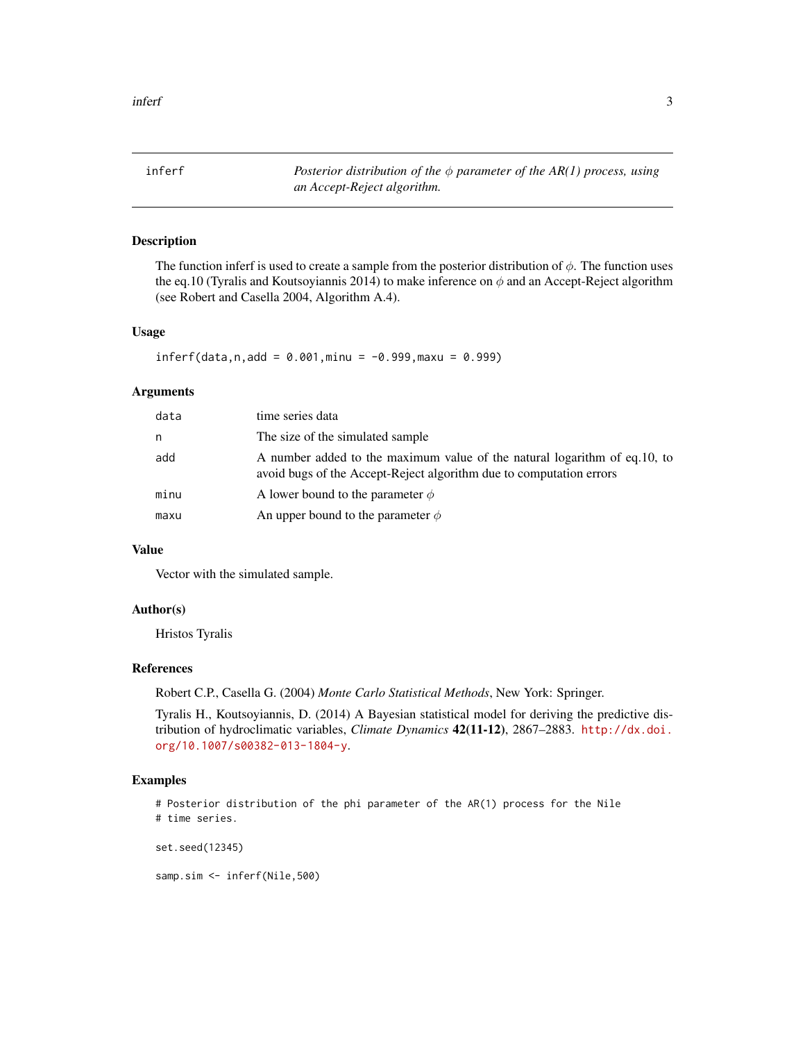inferf — *Posterior distribution of the $\phi$ parameter of the AR(1) process, using an Accept-Reject algorithm.*

## Description

The function inferf is used to create a sample from the posterior distribution of $\phi$. The function uses the eq.10 (Tyralis and Koutsoyiannis 2014) to make inference on $\phi$ and an Accept-Reject algorithm (see Robert and Casella 2004, Algorithm A.4).

## Usage

```
inferf(data,n,add = 0.001,minu = -0.999,maxu = 0.999)
```

## Arguments

| | |
|---|---|
| data | time series data |
| n | The size of the simulated sample |
| add | A number added to the maximum value of the natural logarithm of eq.10, to avoid bugs of the Accept-Reject algorithm due to computation errors |
| minu | A lower bound to the parameter $\phi$ |
| maxu | An upper bound to the parameter $\phi$ |

## Value

Vector with the simulated sample.

## Author(s)

Hristos Tyralis

## References

Robert C.P., Casella G. (2004) *Monte Carlo Statistical Methods*, New York: Springer.

Tyralis H., Koutsoyiannis, D. (2014) A Bayesian statistical model for deriving the predictive distribution of hydroclimatic variables, *Climate Dynamics* **42(11-12)**, 2867–2883. http://dx.doi.org/10.1007/s00382-013-1804-y.

## Examples

```
# Posterior distribution of the phi parameter of the AR(1) process for the Nile
# time series.

set.seed(12345)

samp.sim <- inferf(Nile,500)
```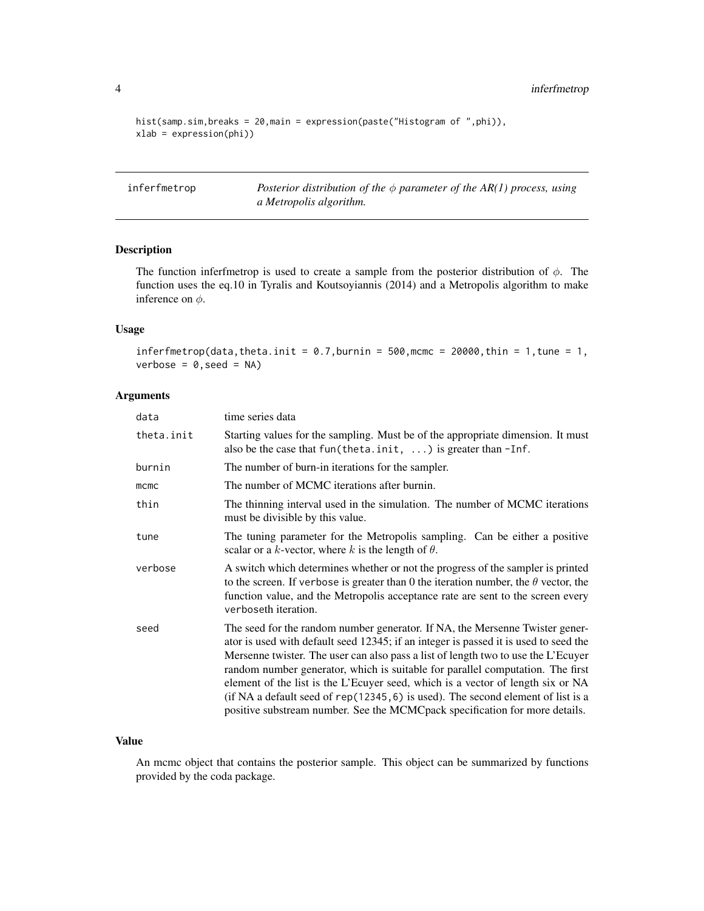```
hist(samp.sim,breaks = 20,main = expression(paste("Histogram of ",phi)),
xlab = expression(phi))
```

## inferfmetrop — *Posterior distribution of the $\phi$ parameter of the AR(1) process, using a Metropolis algorithm.*

### Description

The function inferfmetrop is used to create a sample from the posterior distribution of $\phi$. The function uses the eq.10 in Tyralis and Koutsoyiannis (2014) and a Metropolis algorithm to make inference on $\phi$.

### Usage

```
inferfmetrop(data,theta.init = 0.7,burnin = 500,mcmc = 20000,thin = 1,tune = 1,
verbose = 0,seed = NA)
```

### Arguments

| | |
|---|---|
| data | time series data |
| theta.init | Starting values for the sampling. Must be of the appropriate dimension. It must also be the case that `fun(theta.init, ...)` is greater than `-Inf`. |
| burnin | The number of burn-in iterations for the sampler. |
| mcmc | The number of MCMC iterations after burnin. |
| thin | The thinning interval used in the simulation. The number of MCMC iterations must be divisible by this value. |
| tune | The tuning parameter for the Metropolis sampling. Can be either a positive scalar or a $k$-vector, where $k$ is the length of $\theta$. |
| verbose | A switch which determines whether or not the progress of the sampler is printed to the screen. If `verbose` is greater than 0 the iteration number, the $\theta$ vector, the function value, and the Metropolis acceptance rate are sent to the screen every `verbose`th iteration. |
| seed | The seed for the random number generator. If NA, the Mersenne Twister generator is used with default seed 12345; if an integer is passed it is used to seed the Mersenne twister. The user can also pass a list of length two to use the L'Ecuyer random number generator, which is suitable for parallel computation. The first element of the list is the L'Ecuyer seed, which is a vector of length six or NA (if NA a default seed of `rep(12345,6)` is used). The second element of list is a positive substream number. See the MCMCpack specification for more details. |

### Value

An mcmc object that contains the posterior sample. This object can be summarized by functions provided by the coda package.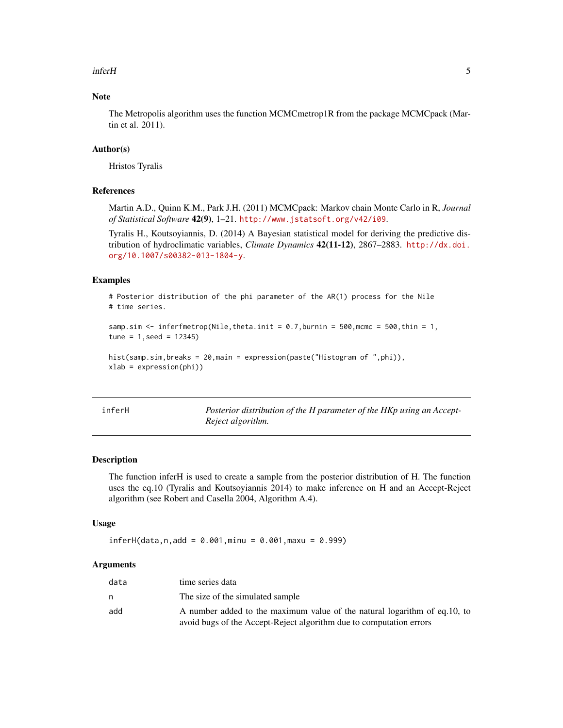## Note

The Metropolis algorithm uses the function MCMCmetrop1R from the package MCMCpack (Martin et al. 2011).

## Author(s)

Hristos Tyralis

## References

Martin A.D., Quinn K.M., Park J.H. (2011) MCMCpack: Markov chain Monte Carlo in R, *Journal of Statistical Software* **42(9)**, 1–21. http://www.jstatsoft.org/v42/i09.

Tyralis H., Koutsoyiannis, D. (2014) A Bayesian statistical model for deriving the predictive distribution of hydroclimatic variables, *Climate Dynamics* **42(11-12)**, 2867–2883. http://dx.doi.org/10.1007/s00382-013-1804-y.

## Examples

```
# Posterior distribution of the phi parameter of the AR(1) process for the Nile
# time series.

samp.sim <- inferfmetrop(Nile,theta.init = 0.7,burnin = 500,mcmc = 500,thin = 1,
tune = 1,seed = 12345)

hist(samp.sim,breaks = 20,main = expression(paste("Histogram of ",phi)),
xlab = expression(phi))
```

---

# inferH — *Posterior distribution of the H parameter of the HKp using an Accept-Reject algorithm.*

## Description

The function inferH is used to create a sample from the posterior distribution of H. The function uses the eq.10 (Tyralis and Koutsoyiannis 2014) to make inference on H and an Accept-Reject algorithm (see Robert and Casella 2004, Algorithm A.4).

## Usage

```
inferH(data,n,add = 0.001,minu = 0.001,maxu = 0.999)
```

## Arguments

| | |
|---|---|
| data | time series data |
| n | The size of the simulated sample |
| add | A number added to the maximum value of the natural logarithm of eq.10, to avoid bugs of the Accept-Reject algorithm due to computation errors |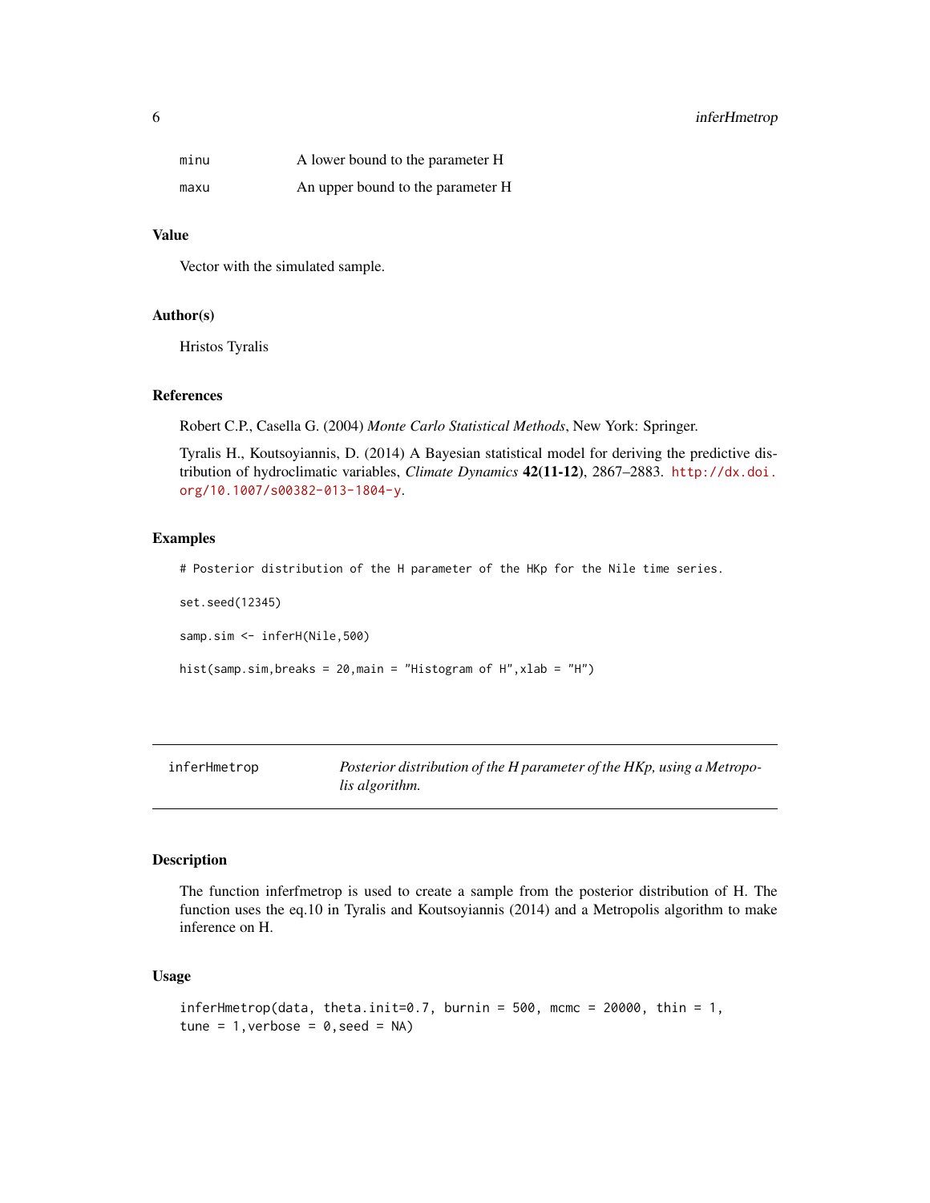| | |
|---|---|
| minu | A lower bound to the parameter H |
| maxu | An upper bound to the parameter H |

### Value

Vector with the simulated sample.

### Author(s)

Hristos Tyralis

### References

Robert C.P., Casella G. (2004) *Monte Carlo Statistical Methods*, New York: Springer.

Tyralis H., Koutsoyiannis, D. (2014) A Bayesian statistical model for deriving the predictive distribution of hydroclimatic variables, *Climate Dynamics* **42(11-12)**, 2867–2883. http://dx.doi.org/10.1007/s00382-013-1804-y.

### Examples

```
# Posterior distribution of the H parameter of the HKp for the Nile time series.

set.seed(12345)

samp.sim <- inferH(Nile,500)

hist(samp.sim,breaks = 20,main = "Histogram of H",xlab = "H")
```

---

## inferHmetrop

*Posterior distribution of the H parameter of the HKp, using a Metropolis algorithm.*

### Description

The function inferfmetrop is used to create a sample from the posterior distribution of H. The function uses the eq.10 in Tyralis and Koutsoyiannis (2014) and a Metropolis algorithm to make inference on H.

### Usage

```
inferHmetrop(data, theta.init=0.7, burnin = 500, mcmc = 20000, thin = 1,
tune = 1,verbose = 0,seed = NA)
```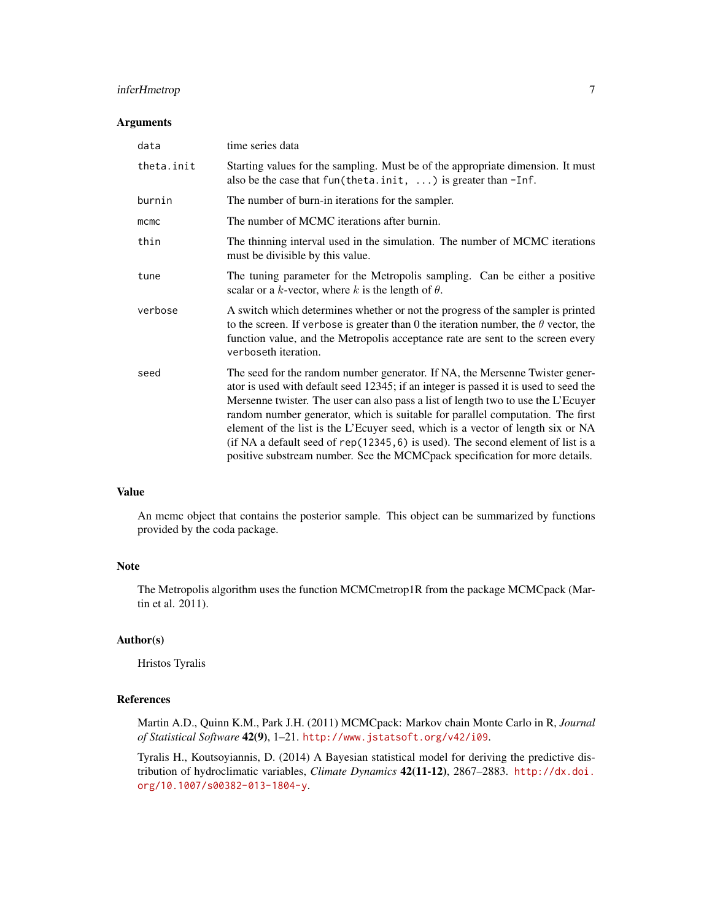### Arguments

| | |
|---|---|
| `data` | time series data |
| `theta.init` | Starting values for the sampling. Must be of the appropriate dimension. It must also be the case that `fun(theta.init, ...)` is greater than `-Inf`. |
| `burnin` | The number of burn-in iterations for the sampler. |
| `mcmc` | The number of MCMC iterations after burnin. |
| `thin` | The thinning interval used in the simulation. The number of MCMC iterations must be divisible by this value. |
| `tune` | The tuning parameter for the Metropolis sampling. Can be either a positive scalar or a $k$-vector, where $k$ is the length of $\theta$. |
| `verbose` | A switch which determines whether or not the progress of the sampler is printed to the screen. If `verbose` is greater than 0 the iteration number, the $\theta$ vector, the function value, and the Metropolis acceptance rate are sent to the screen every `verbose`th iteration. |
| `seed` | The seed for the random number generator. If NA, the Mersenne Twister generator is used with default seed 12345; if an integer is passed it is used to seed the Mersenne twister. The user can also pass a list of length two to use the L'Ecuyer random number generator, which is suitable for parallel computation. The first element of the list is the L'Ecuyer seed, which is a vector of length six or NA (if NA a default seed of `rep(12345,6)` is used). The second element of list is a positive substream number. See the MCMCpack specification for more details. |

### Value

An mcmc object that contains the posterior sample. This object can be summarized by functions provided by the coda package.

### Note

The Metropolis algorithm uses the function MCMCmetrop1R from the package MCMCpack (Martin et al. 2011).

### Author(s)

Hristos Tyralis

### References

Martin A.D., Quinn K.M., Park J.H. (2011) MCMCpack: Markov chain Monte Carlo in R, *Journal of Statistical Software* **42(9)**, 1–21. http://www.jstatsoft.org/v42/i09.

Tyralis H., Koutsoyiannis, D. (2014) A Bayesian statistical model for deriving the predictive distribution of hydroclimatic variables, *Climate Dynamics* **42(11-12)**, 2867–2883. http://dx.doi.org/10.1007/s00382-013-1804-y.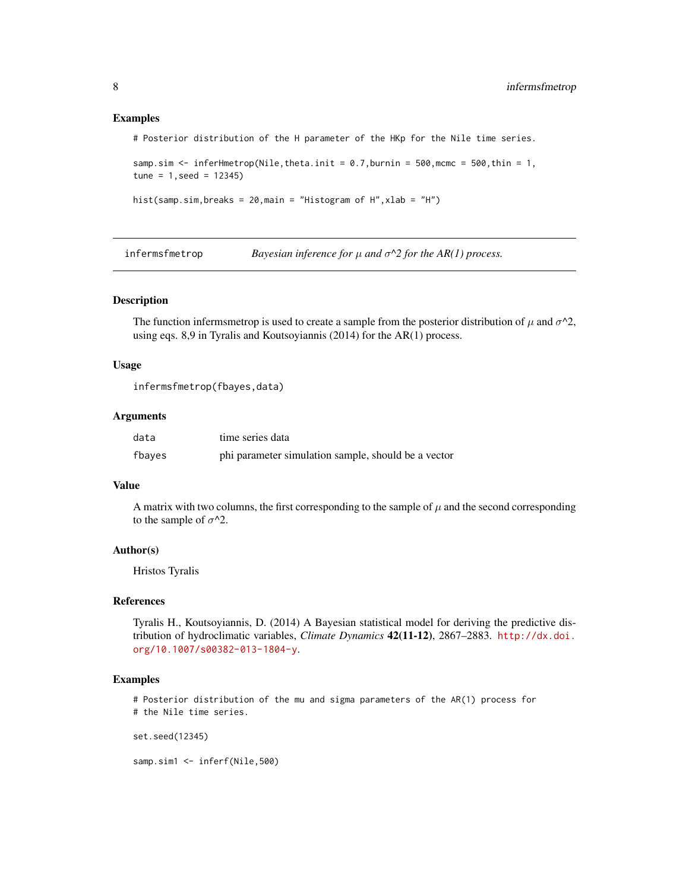### Examples

```
# Posterior distribution of the H parameter of the HKp for the Nile time series.

samp.sim <- inferHmetrop(Nile,theta.init = 0.7,burnin = 500,mcmc = 500,thin = 1,
tune = 1,seed = 12345)

hist(samp.sim,breaks = 20,main = "Histogram of H",xlab = "H")
```

---

## infermsfmetrop — *Bayesian inference for $\mu$ and $\sigma$^2 for the AR(1) process.*

---

### Description

The function infermsmetrop is used to create a sample from the posterior distribution of $\mu$ and $\sigma$^2, using eqs. 8,9 in Tyralis and Koutsoyiannis (2014) for the AR(1) process.

### Usage

```
infermsfmetrop(fbayes,data)
```

### Arguments

| | |
|---|---|
| data | time series data |
| fbayes | phi parameter simulation sample, should be a vector |

### Value

A matrix with two columns, the first corresponding to the sample of $\mu$ and the second corresponding to the sample of $\sigma$^2.

### Author(s)

Hristos Tyralis

### References

Tyralis H., Koutsoyiannis, D. (2014) A Bayesian statistical model for deriving the predictive distribution of hydroclimatic variables, *Climate Dynamics* **42(11-12)**, 2867–2883. http://dx.doi.org/10.1007/s00382-013-1804-y.

### Examples

```
# Posterior distribution of the mu and sigma parameters of the AR(1) process for
# the Nile time series.

set.seed(12345)

samp.sim1 <- inferf(Nile,500)
```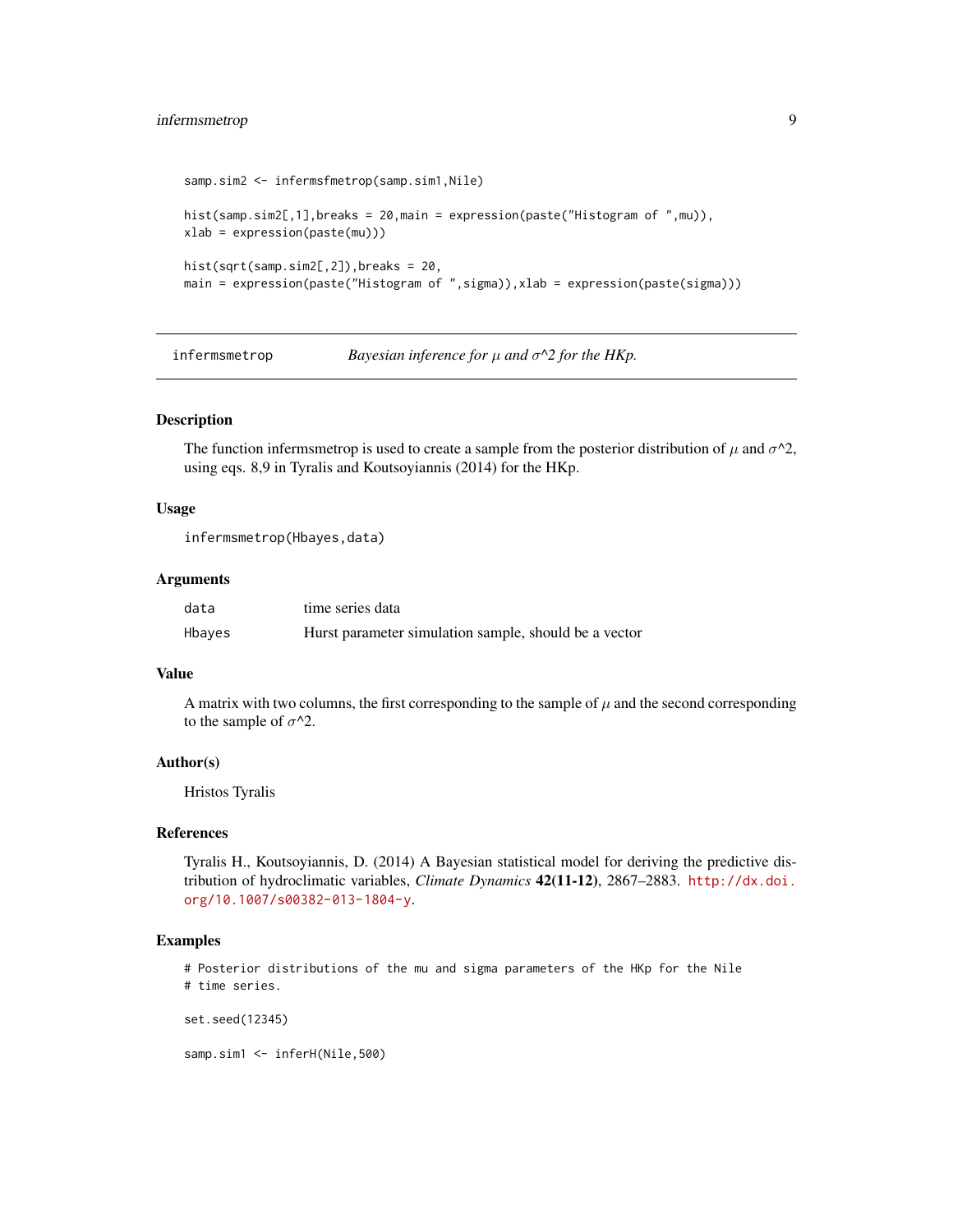```
samp.sim2 <- infermsfmetrop(samp.sim1,Nile)

hist(samp.sim2[,1],breaks = 20,main = expression(paste("Histogram of ",mu)),
xlab = expression(paste(mu)))

hist(sqrt(samp.sim2[,2]),breaks = 20,
main = expression(paste("Histogram of ",sigma)),xlab = expression(paste(sigma)))
```

## infermsmetrop — *Bayesian inference for $\mu$ and $\sigma$^2 for the HKp.*

### Description

The function infermsmetrop is used to create a sample from the posterior distribution of $\mu$ and $\sigma$^2, using eqs. 8,9 in Tyralis and Koutsoyiannis (2014) for the HKp.

### Usage

```
infermsmetrop(Hbayes,data)
```

### Arguments

| | |
|---|---|
| `data` | time series data |
| `Hbayes` | Hurst parameter simulation sample, should be a vector |

### Value

A matrix with two columns, the first corresponding to the sample of $\mu$ and the second corresponding to the sample of $\sigma$^2.

### Author(s)

Hristos Tyralis

### References

Tyralis H., Koutsoyiannis, D. (2014) A Bayesian statistical model for deriving the predictive distribution of hydroclimatic variables, *Climate Dynamics* **42(11-12)**, 2867–2883. http://dx.doi.org/10.1007/s00382-013-1804-y.

### Examples

```
# Posterior distributions of the mu and sigma parameters of the HKp for the Nile
# time series.

set.seed(12345)

samp.sim1 <- inferH(Nile,500)
```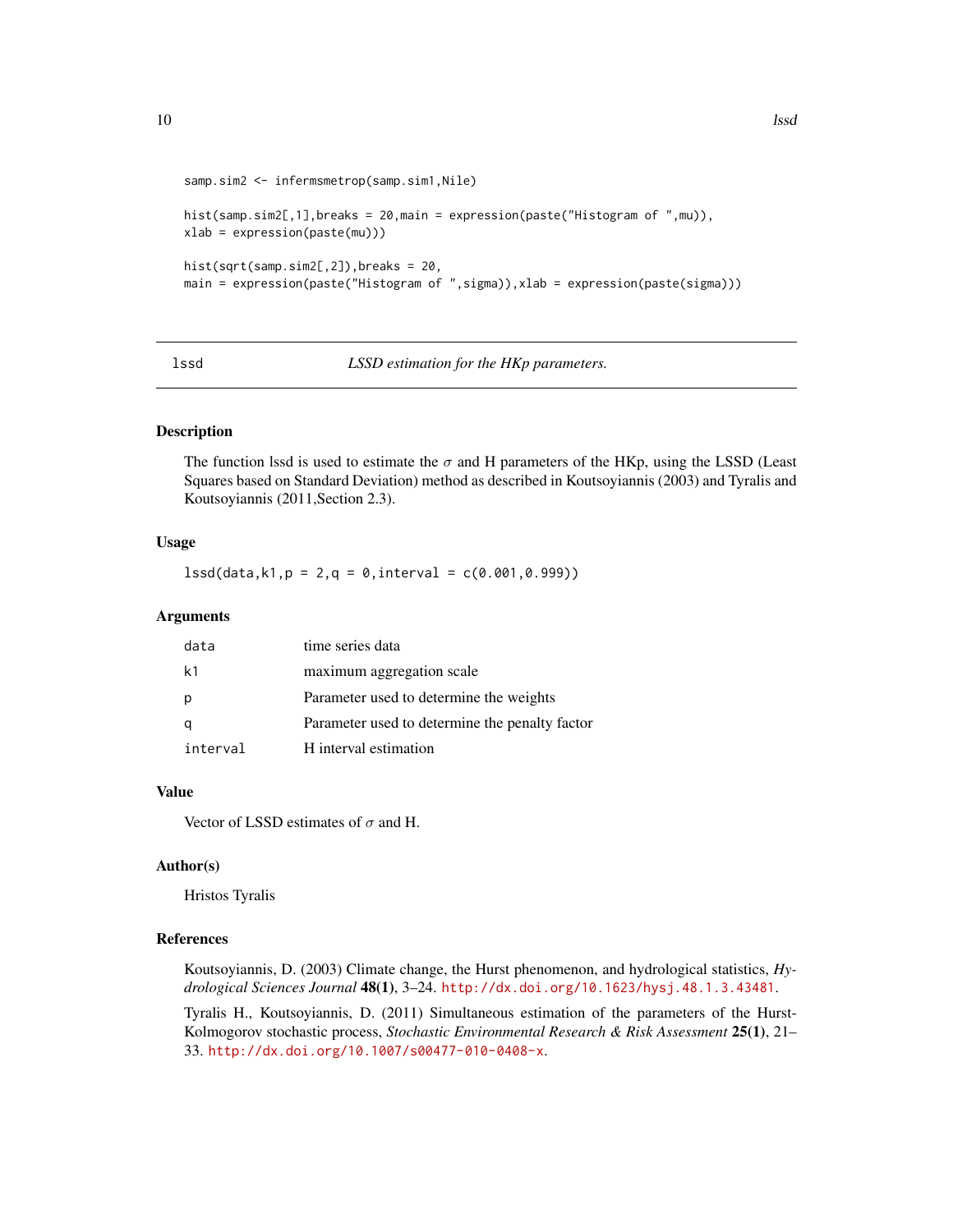```
samp.sim2 <- infermsmetrop(samp.sim1,Nile)

hist(samp.sim2[,1],breaks = 20,main = expression(paste("Histogram of ",mu)),
xlab = expression(paste(mu)))

hist(sqrt(samp.sim2[,2]),breaks = 20,
main = expression(paste("Histogram of ",sigma)),xlab = expression(paste(sigma)))
```

---

## lssd — *LSSD estimation for the HKp parameters.*

### Description

The function lssd is used to estimate the $\sigma$ and H parameters of the HKp, using the LSSD (Least Squares based on Standard Deviation) method as described in Koutsoyiannis (2003) and Tyralis and Koutsoyiannis (2011,Section 2.3).

### Usage

```
lssd(data,k1,p = 2,q = 0,interval = c(0.001,0.999))
```

### Arguments

| | |
|---|---|
| data | time series data |
| k1 | maximum aggregation scale |
| p | Parameter used to determine the weights |
| q | Parameter used to determine the penalty factor |
| interval | H interval estimation |

### Value

Vector of LSSD estimates of $\sigma$ and H.

### Author(s)

Hristos Tyralis

### References

Koutsoyiannis, D. (2003) Climate change, the Hurst phenomenon, and hydrological statistics, *Hydrological Sciences Journal* **48(1)**, 3–24. http://dx.doi.org/10.1623/hysj.48.1.3.43481.

Tyralis H., Koutsoyiannis, D. (2011) Simultaneous estimation of the parameters of the Hurst-Kolmogorov stochastic process, *Stochastic Environmental Research & Risk Assessment* **25(1)**, 21–33. http://dx.doi.org/10.1007/s00477-010-0408-x.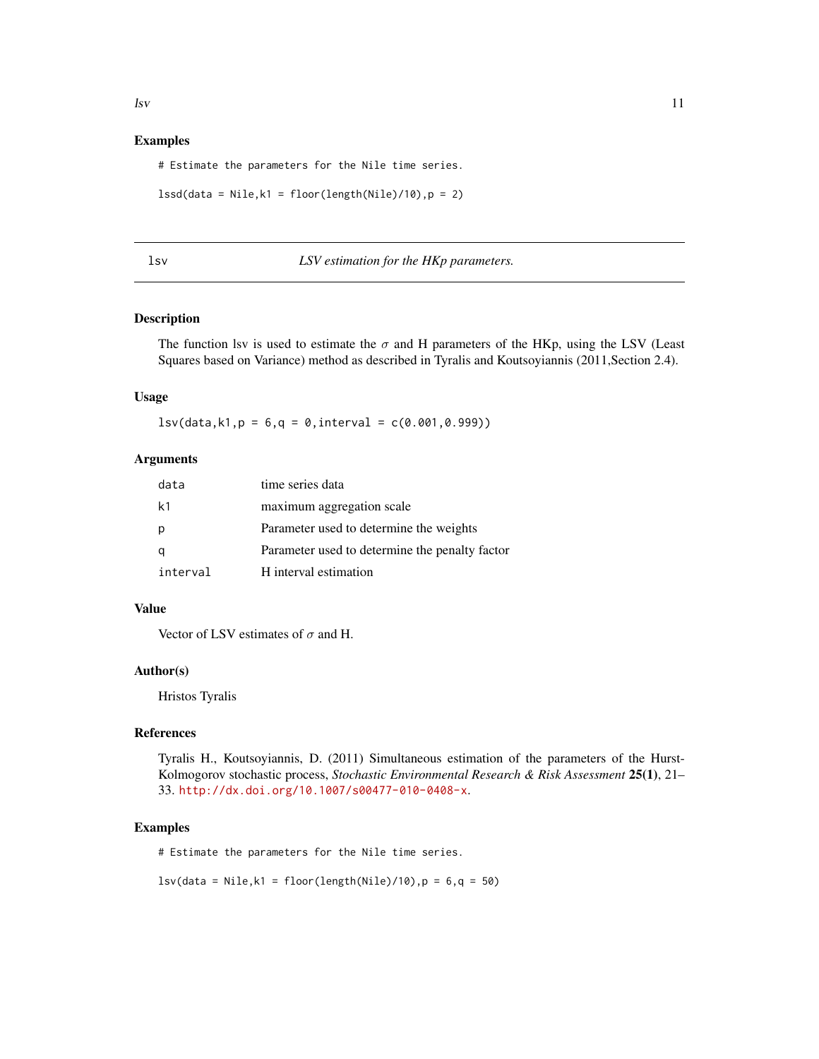## Examples

```
# Estimate the parameters for the Nile time series.

lssd(data = Nile,k1 = floor(length(Nile)/10),p = 2)
```

---

# lsv — *LSV estimation for the HKp parameters.*

---

## Description

The function lsv is used to estimate the $\sigma$ and H parameters of the HKp, using the LSV (Least Squares based on Variance) method as described in Tyralis and Koutsoyiannis (2011,Section 2.4).

## Usage

```
lsv(data,k1,p = 6,q = 0,interval = c(0.001,0.999))
```

## Arguments

| | |
|---|---|
| `data` | time series data |
| `k1` | maximum aggregation scale |
| `p` | Parameter used to determine the weights |
| `q` | Parameter used to determine the penalty factor |
| `interval` | H interval estimation |

## Value

Vector of LSV estimates of $\sigma$ and H.

## Author(s)

Hristos Tyralis

## References

Tyralis H., Koutsoyiannis, D. (2011) Simultaneous estimation of the parameters of the Hurst-Kolmogorov stochastic process, *Stochastic Environmental Research & Risk Assessment* **25(1)**, 21–33. http://dx.doi.org/10.1007/s00477-010-0408-x.

## Examples

```
# Estimate the parameters for the Nile time series.

lsv(data = Nile,k1 = floor(length(Nile)/10),p = 6,q = 50)
```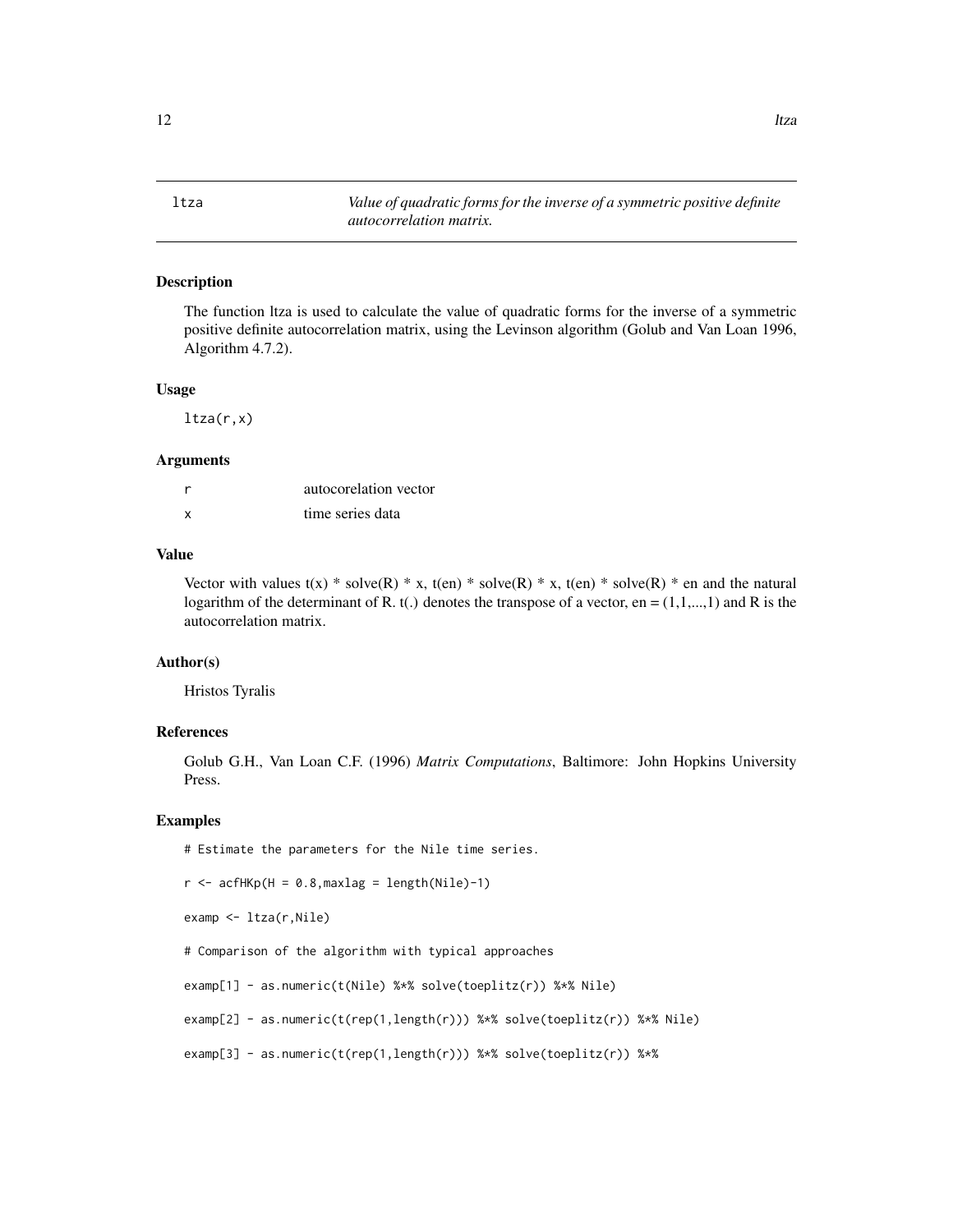## ltza — *Value of quadratic forms for the inverse of a symmetric positive definite autocorrelation matrix.*

### Description

The function ltza is used to calculate the value of quadratic forms for the inverse of a symmetric positive definite autocorrelation matrix, using the Levinson algorithm (Golub and Van Loan 1996, Algorithm 4.7.2).

### Usage

```
ltza(r,x)
```

### Arguments

| | |
|---|---|
| r | autocorelation vector |
| x | time series data |

### Value

Vector with values t(x) * solve(R) * x, t(en) * solve(R) * x, t(en) * solve(R) * en and the natural logarithm of the determinant of R. t(.) denotes the transpose of a vector, en = (1,1,...,1) and R is the autocorrelation matrix.

### Author(s)

Hristos Tyralis

### References

Golub G.H., Van Loan C.F. (1996) *Matrix Computations*, Baltimore: John Hopkins University Press.

### Examples

```
# Estimate the parameters for the Nile time series.

r <- acfHKp(H = 0.8,maxlag = length(Nile)-1)

examp <- ltza(r,Nile)

# Comparison of the algorithm with typical approaches

examp[1] - as.numeric(t(Nile) %*% solve(toeplitz(r)) %*% Nile)

examp[2] - as.numeric(t(rep(1,length(r))) %*% solve(toeplitz(r)) %*% Nile)

examp[3] - as.numeric(t(rep(1,length(r))) %*% solve(toeplitz(r)) %*%
```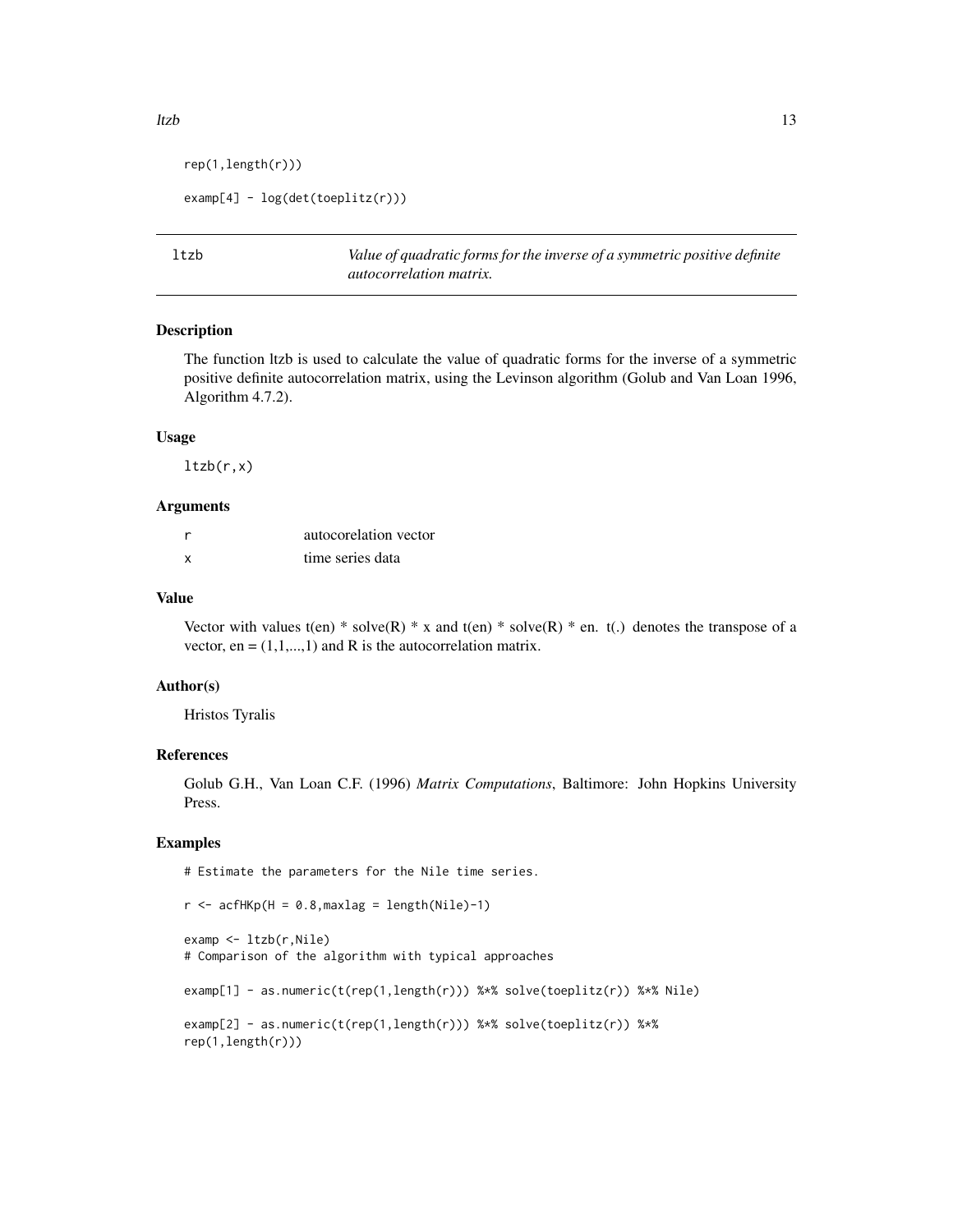```
rep(1,length(r)))

examp[4] - log(det(toeplitz(r)))
```

## ltzb — *Value of quadratic forms for the inverse of a symmetric positive definite autocorrelation matrix.*

### Description

The function ltzb is used to calculate the value of quadratic forms for the inverse of a symmetric positive definite autocorrelation matrix, using the Levinson algorithm (Golub and Van Loan 1996, Algorithm 4.7.2).

### Usage

```
ltzb(r,x)
```

### Arguments

| | |
|---|---|
| r | autocorelation vector |
| x | time series data |

### Value

Vector with values t(en) * solve(R) * x and t(en) * solve(R) * en. t(.) denotes the transpose of a vector, en = (1,1,...,1) and R is the autocorrelation matrix.

### Author(s)

Hristos Tyralis

### References

Golub G.H., Van Loan C.F. (1996) *Matrix Computations*, Baltimore: John Hopkins University Press.

### Examples

```
# Estimate the parameters for the Nile time series.

r <- acfHKp(H = 0.8,maxlag = length(Nile)-1)

examp <- ltzb(r,Nile)
# Comparison of the algorithm with typical approaches

examp[1] - as.numeric(t(rep(1,length(r))) %*% solve(toeplitz(r)) %*% Nile)

examp[2] - as.numeric(t(rep(1,length(r))) %*% solve(toeplitz(r)) %*%
rep(1,length(r)))
```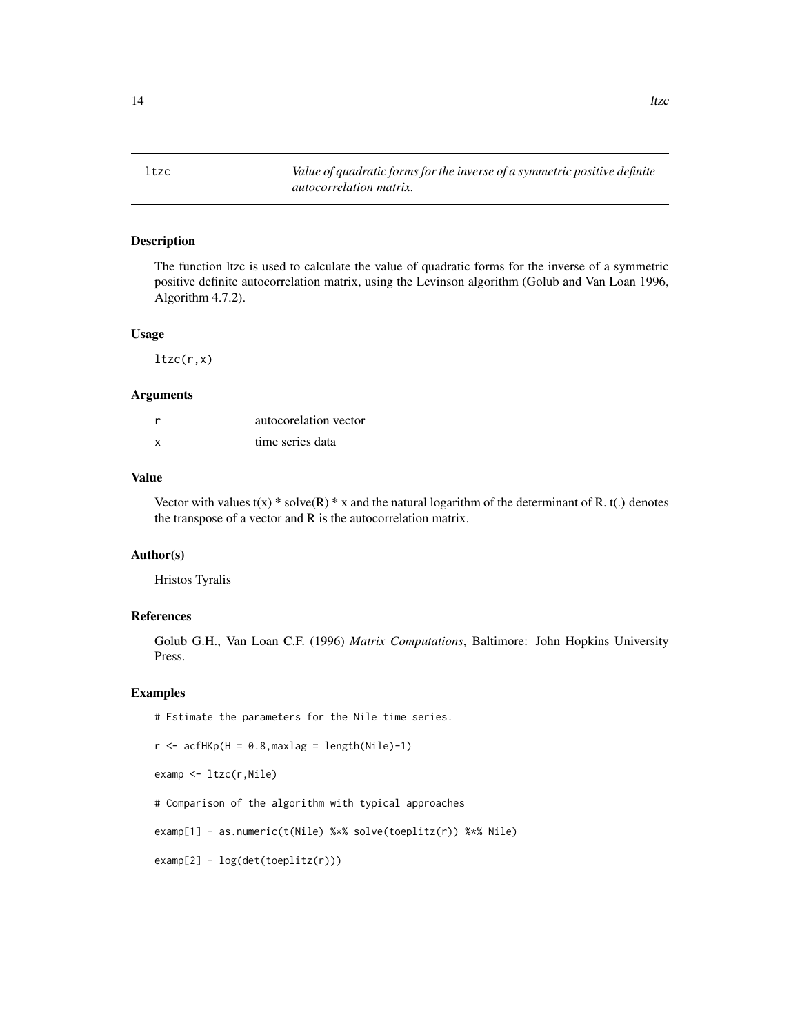## ltzc — *Value of quadratic forms for the inverse of a symmetric positive definite autocorrelation matrix.*

### Description

The function ltzc is used to calculate the value of quadratic forms for the inverse of a symmetric positive definite autocorrelation matrix, using the Levinson algorithm (Golub and Van Loan 1996, Algorithm 4.7.2).

### Usage

```
ltzc(r,x)
```

### Arguments

| | |
|---|---|
| r | autocorelation vector |
| x | time series data |

### Value

Vector with values t(x) * solve(R) * x and the natural logarithm of the determinant of R. t(.) denotes the transpose of a vector and R is the autocorrelation matrix.

### Author(s)

Hristos Tyralis

### References

Golub G.H., Van Loan C.F. (1996) *Matrix Computations*, Baltimore: John Hopkins University Press.

### Examples

```
# Estimate the parameters for the Nile time series.

r <- acfHKp(H = 0.8,maxlag = length(Nile)-1)

examp <- ltzc(r,Nile)

# Comparison of the algorithm with typical approaches

examp[1] - as.numeric(t(Nile) %*% solve(toeplitz(r)) %*% Nile)

examp[2] - log(det(toeplitz(r)))
```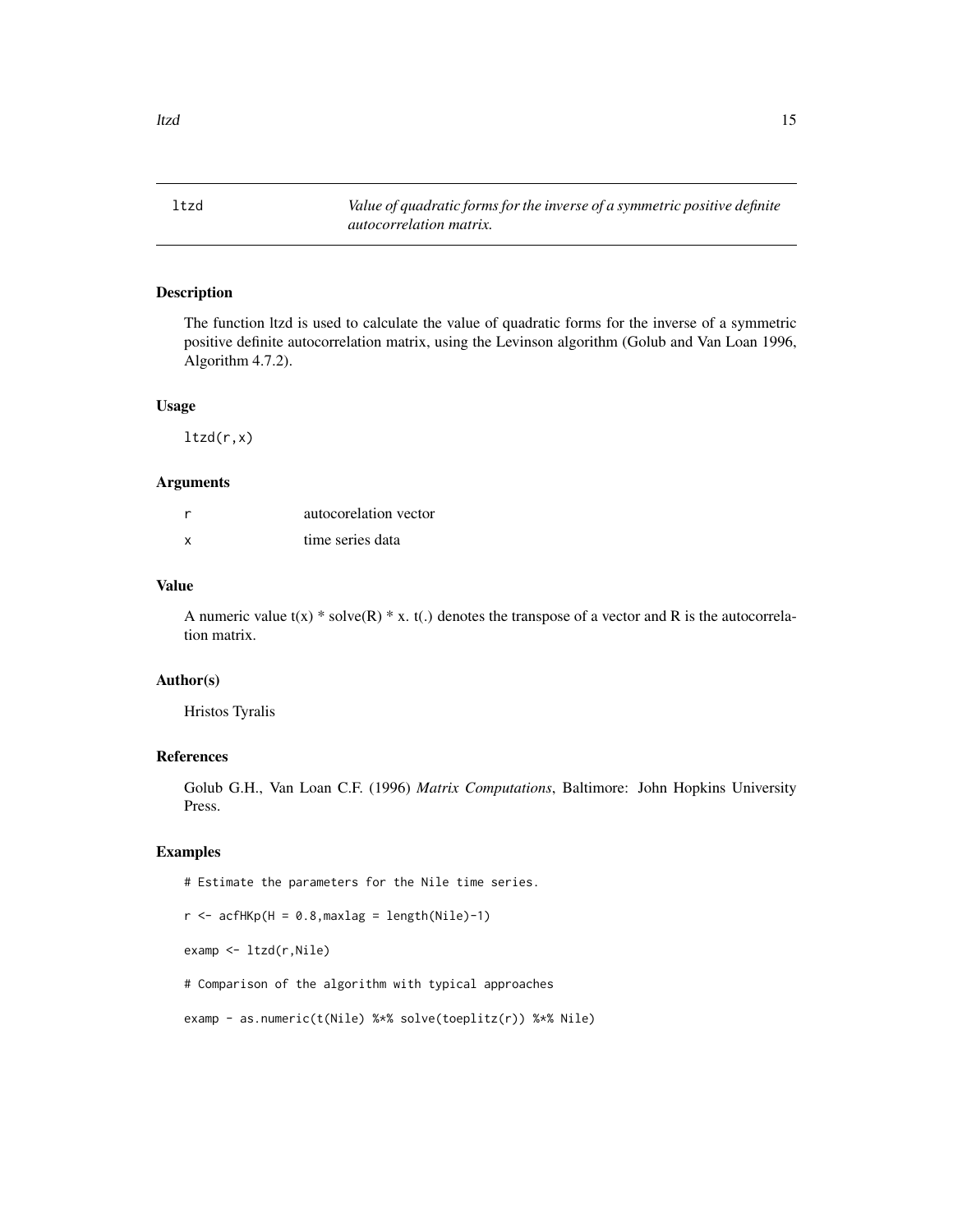# ltzd — *Value of quadratic forms for the inverse of a symmetric positive definite autocorrelation matrix.*

## Description

The function ltzd is used to calculate the value of quadratic forms for the inverse of a symmetric positive definite autocorrelation matrix, using the Levinson algorithm (Golub and Van Loan 1996, Algorithm 4.7.2).

## Usage

```
ltzd(r,x)
```

## Arguments

| | |
|---|---|
| r | autocorelation vector |
| x | time series data |

## Value

A numeric value t(x) * solve(R) * x. t(.) denotes the transpose of a vector and R is the autocorrelation matrix.

## Author(s)

Hristos Tyralis

## References

Golub G.H., Van Loan C.F. (1996) *Matrix Computations*, Baltimore: John Hopkins University Press.

## Examples

```
# Estimate the parameters for the Nile time series.

r <- acfHKp(H = 0.8,maxlag = length(Nile)-1)

examp <- ltzd(r,Nile)

# Comparison of the algorithm with typical approaches

examp - as.numeric(t(Nile) %*% solve(toeplitz(r)) %*% Nile)
```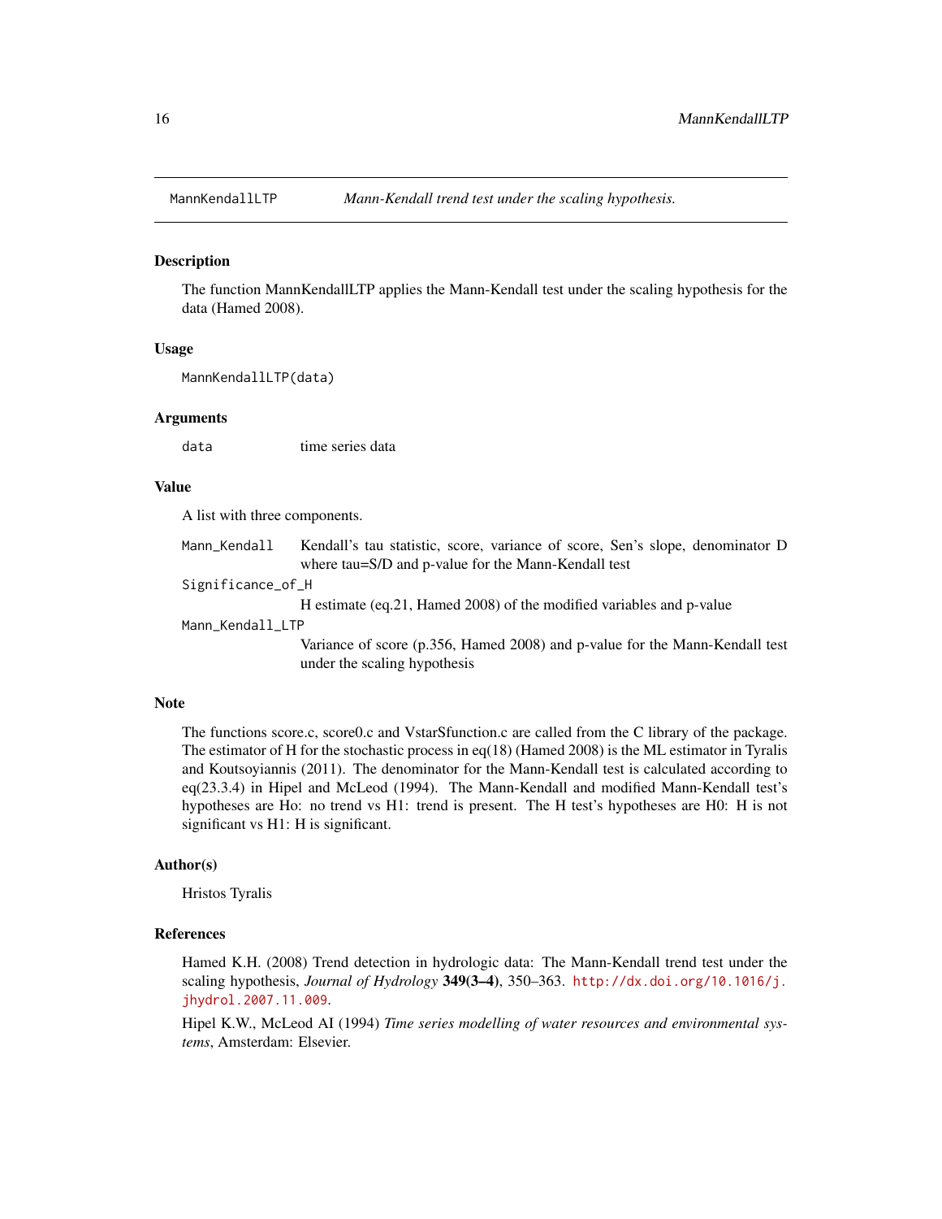## MannKendallLTP — *Mann-Kendall trend test under the scaling hypothesis.*

### Description

The function MannKendallLTP applies the Mann-Kendall test under the scaling hypothesis for the data (Hamed 2008).

### Usage

```
MannKendallLTP(data)
```

### Arguments

| | |
|---|---|
| `data` | time series data |

### Value

A list with three components.

| | |
|---|---|
| `Mann_Kendall` | Kendall's tau statistic, score, variance of score, Sen's slope, denominator D where tau=S/D and p-value for the Mann-Kendall test |
| `Significance_of_H` | H estimate (eq.21, Hamed 2008) of the modified variables and p-value |
| `Mann_Kendall_LTP` | Variance of score (p.356, Hamed 2008) and p-value for the Mann-Kendall test under the scaling hypothesis |

### Note

The functions score.c, score0.c and VstarSfunction.c are called from the C library of the package. The estimator of H for the stochastic process in eq(18) (Hamed 2008) is the ML estimator in Tyralis and Koutsoyiannis (2011). The denominator for the Mann-Kendall test is calculated according to eq(23.3.4) in Hipel and McLeod (1994). The Mann-Kendall and modified Mann-Kendall test's hypotheses are Ho: no trend vs H1: trend is present. The H test's hypotheses are H0: H is not significant vs H1: H is significant.

### Author(s)

Hristos Tyralis

### References

Hamed K.H. (2008) Trend detection in hydrologic data: The Mann-Kendall trend test under the scaling hypothesis, *Journal of Hydrology* **349(3–4)**, 350–363. http://dx.doi.org/10.1016/j.jhydrol.2007.11.009.

Hipel K.W., McLeod AI (1994) *Time series modelling of water resources and environmental systems*, Amsterdam: Elsevier.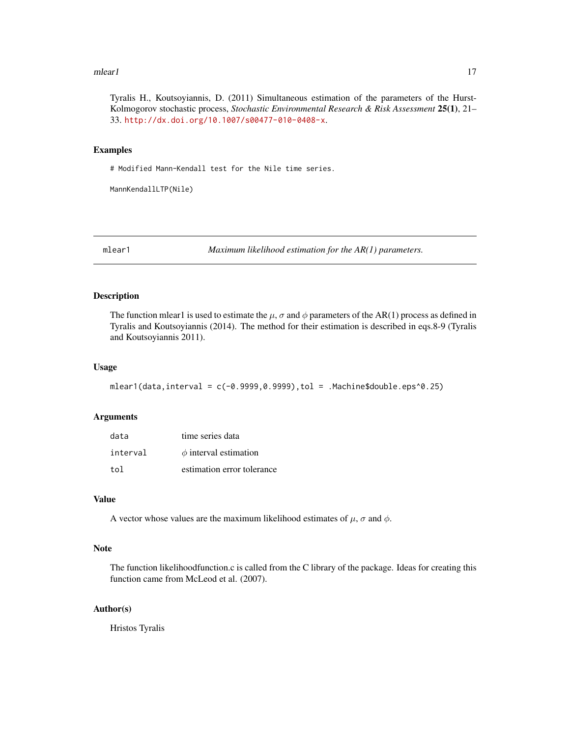Tyralis H., Koutsoyiannis, D. (2011) Simultaneous estimation of the parameters of the Hurst-Kolmogorov stochastic process, *Stochastic Environmental Research & Risk Assessment* **25(1)**, 21–33. http://dx.doi.org/10.1007/s00477-010-0408-x.

### Examples

```
# Modified Mann-Kendall test for the Nile time series.

MannKendallLTP(Nile)
```

---

## mlear1 — *Maximum likelihood estimation for the AR(1) parameters.*

---

### Description

The function mlear1 is used to estimate the $\mu$, $\sigma$ and $\phi$ parameters of the AR(1) process as defined in Tyralis and Koutsoyiannis (2014). The method for their estimation is described in eqs.8-9 (Tyralis and Koutsoyiannis 2011).

### Usage

```
mlear1(data,interval = c(-0.9999,0.9999),tol = .Machine$double.eps^0.25)
```

### Arguments

| | |
|---|---|
| data | time series data |
| interval | $\phi$ interval estimation |
| tol | estimation error tolerance |

### Value

A vector whose values are the maximum likelihood estimates of $\mu$, $\sigma$ and $\phi$.

### Note

The function likelihoodfunction.c is called from the C library of the package. Ideas for creating this function came from McLeod et al. (2007).

### Author(s)

Hristos Tyralis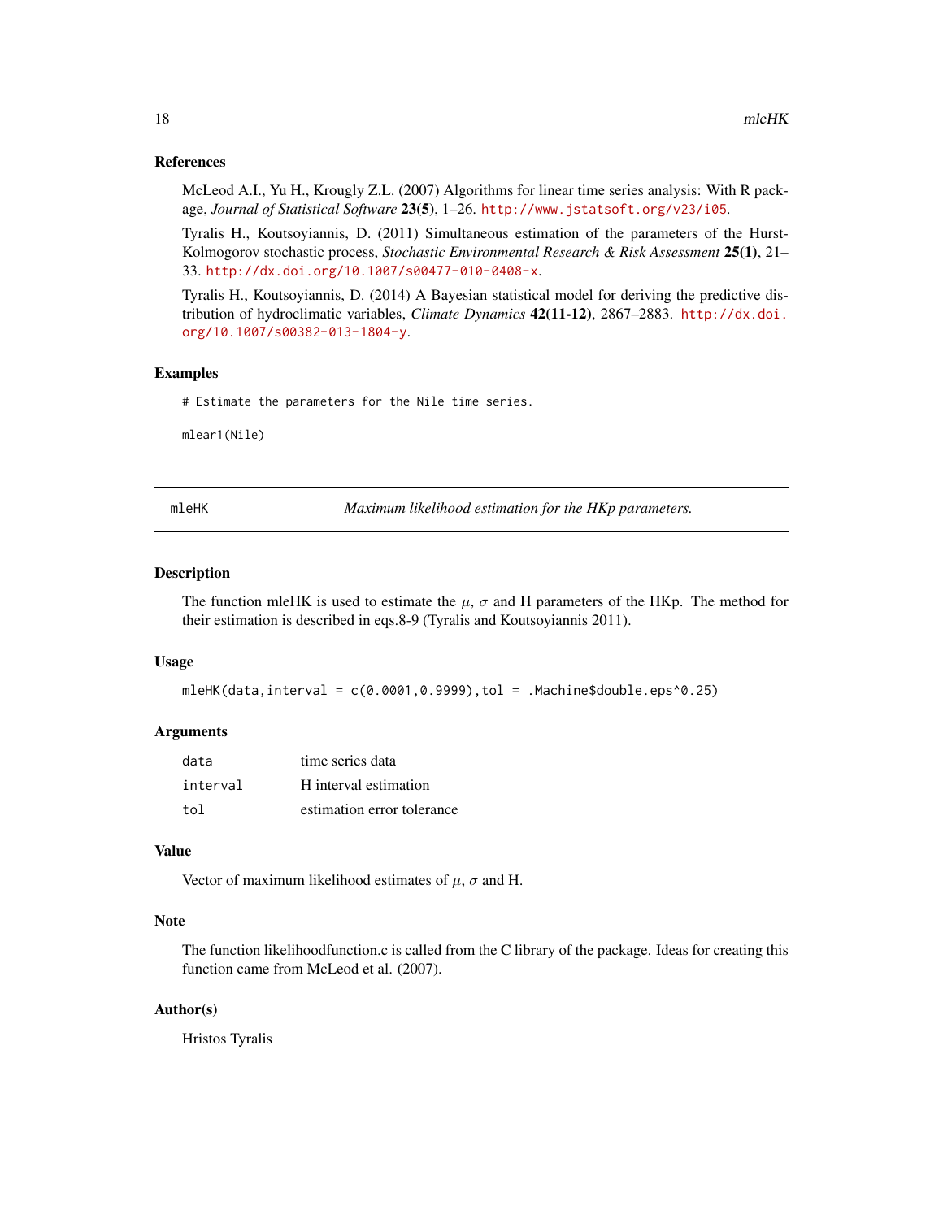### References

McLeod A.I., Yu H., Krougly Z.L. (2007) Algorithms for linear time series analysis: With R package, *Journal of Statistical Software* **23(5)**, 1–26. http://www.jstatsoft.org/v23/i05.

Tyralis H., Koutsoyiannis, D. (2011) Simultaneous estimation of the parameters of the Hurst-Kolmogorov stochastic process, *Stochastic Environmental Research & Risk Assessment* **25(1)**, 21–33. http://dx.doi.org/10.1007/s00477-010-0408-x.

Tyralis H., Koutsoyiannis, D. (2014) A Bayesian statistical model for deriving the predictive distribution of hydroclimatic variables, *Climate Dynamics* **42(11-12)**, 2867–2883. http://dx.doi.org/10.1007/s00382-013-1804-y.

### Examples

```
# Estimate the parameters for the Nile time series.

mlear1(Nile)
```

---

## mleHK — *Maximum likelihood estimation for the HKp parameters.*

### Description

The function mleHK is used to estimate the $\mu$, $\sigma$ and H parameters of the HKp. The method for their estimation is described in eqs.8-9 (Tyralis and Koutsoyiannis 2011).

### Usage

```
mleHK(data,interval = c(0.0001,0.9999),tol = .Machine$double.eps^0.25)
```

### Arguments

| | |
|---|---|
| data | time series data |
| interval | H interval estimation |
| tol | estimation error tolerance |

### Value

Vector of maximum likelihood estimates of $\mu$, $\sigma$ and H.

### Note

The function likelihoodfunction.c is called from the C library of the package. Ideas for creating this function came from McLeod et al. (2007).

### Author(s)

Hristos Tyralis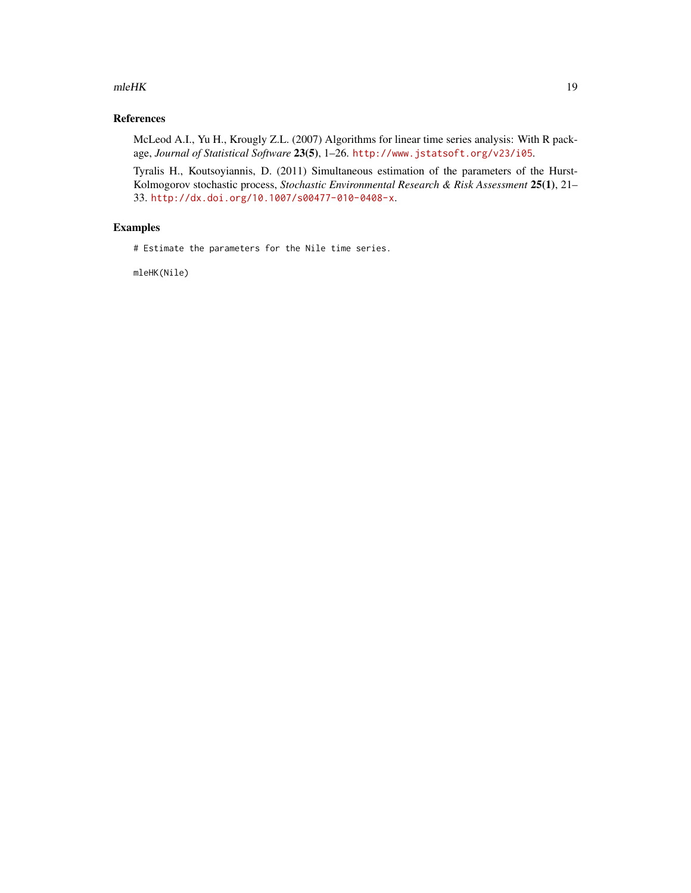## References

McLeod A.I., Yu H., Krougly Z.L. (2007) Algorithms for linear time series analysis: With R package, *Journal of Statistical Software* **23(5)**, 1–26. http://www.jstatsoft.org/v23/i05.

Tyralis H., Koutsoyiannis, D. (2011) Simultaneous estimation of the parameters of the Hurst-Kolmogorov stochastic process, *Stochastic Environmental Research & Risk Assessment* **25(1)**, 21–33. http://dx.doi.org/10.1007/s00477-010-0408-x.

## Examples

```
# Estimate the parameters for the Nile time series.

mleHK(Nile)
```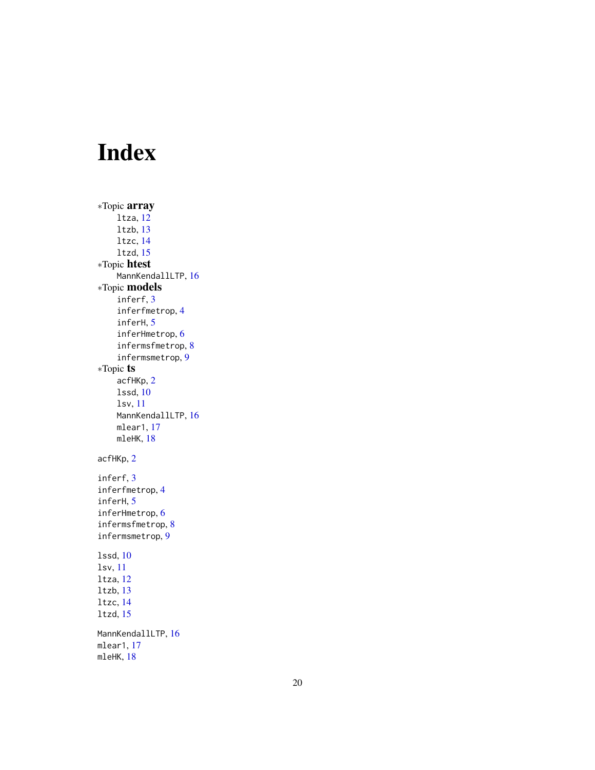# Index

*Topic **array**
- ltza, 12
- ltzb, 13
- ltzc, 14
- ltzd, 15

*Topic **htest**
- MannKendallLTP, 16

*Topic **models**
- inferf, 3
- inferfmetrop, 4
- inferH, 5
- inferHmetrop, 6
- infermsfmetrop, 8
- infermsmetrop, 9

*Topic **ts**
- acfHKp, 2
- lssd, 10
- lsv, 11
- MannKendallLTP, 16
- mlear1, 17
- mleHK, 18

acfHKp, 2

inferf, 3
inferfmetrop, 4
inferH, 5
inferHmetrop, 6
infermsfmetrop, 8
infermsmetrop, 9

lssd, 10
lsv, 11
ltza, 12
ltzb, 13
ltzc, 14
ltzd, 15

MannKendallLTP, 16
mlear1, 17
mleHK, 18